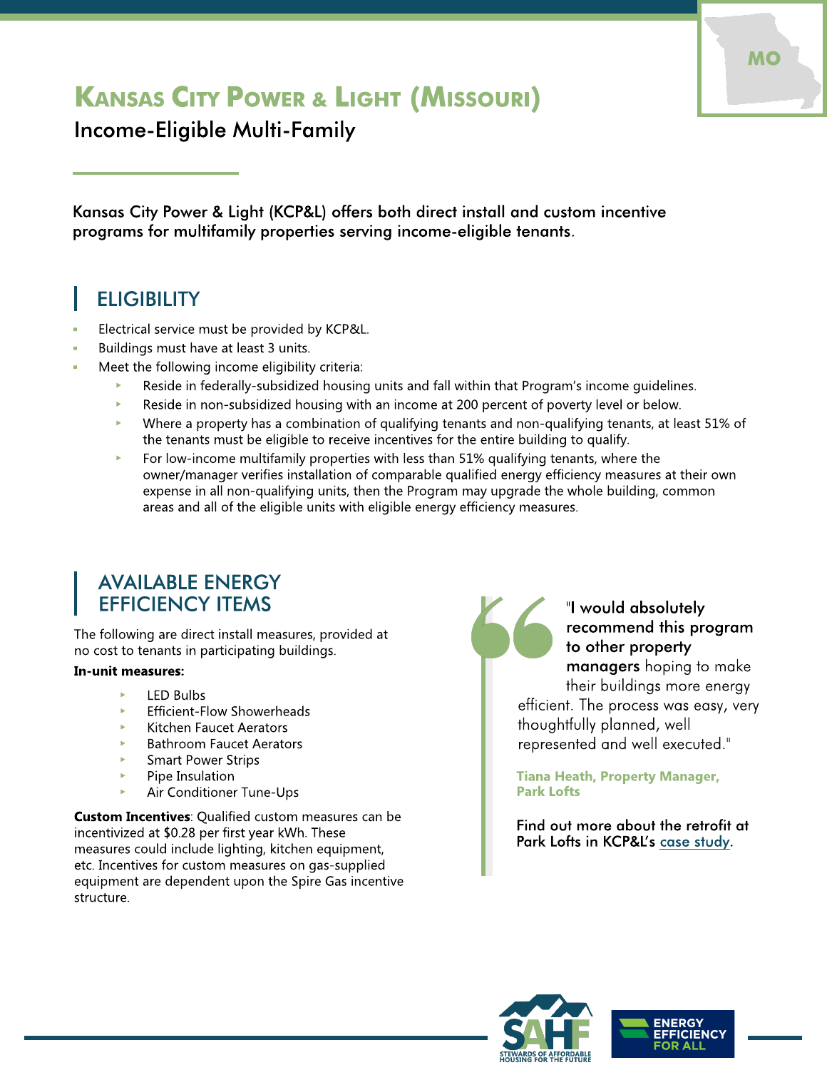# Kansas City Power & Light (Missouri)

## Income-Eligible Multi-Family

Kansas City Power & Light (KCP&L) offers both direct install and custom incentive programs for multifamily properties serving income-eligible tenants.

## ELIGIBILITY

- Electrical service must be provided by KCP&L.
- Buildings must have at least 3 units.
- Meet the following income eligibility criteria:
  - Reside in federally-subsidized housing units and fall within that Program's income guidelines.
  - Reside in non-subsidized housing with an income at 200 percent of poverty level or below.
  - Where a property has a combination of qualifying tenants and non-qualifying tenants, at least 51% of the tenants must be eligible to receive incentives for the entire building to qualify.
  - For low-income multifamily properties with less than 51% qualifying tenants, where the owner/manager verifies installation of comparable qualified energy efficiency measures at their own expense in all non-qualifying units, then the Program may upgrade the whole building, common areas and all of the eligible units with eligible energy efficiency measures.

## AVAILABLE ENERGY EFFICIENCY ITEMS

The following are direct install measures, provided at no cost to tenants in participating buildings.

**In-unit measures:**

- LED Bulbs
- Efficient-Flow Showerheads
- Kitchen Faucet Aerators
- Bathroom Faucet Aerators
- Smart Power Strips
- Pipe Insulation
- Air Conditioner Tune-Ups

**Custom Incentives**: Qualified custom measures can be incentivized at $0.28 per first year kWh. These measures could include lighting, kitchen equipment, etc. Incentives for custom measures on gas-supplied equipment are dependent upon the Spire Gas incentive structure.

"**I would absolutely recommend this program to other property managers** hoping to make their buildings more energy efficient. The process was easy, very thoughtfully planned, well represented and well executed."

**Tiana Heath, Property Manager, Park Lofts**

Find out more about the retrofit at Park Lofts in KCP&L's case study.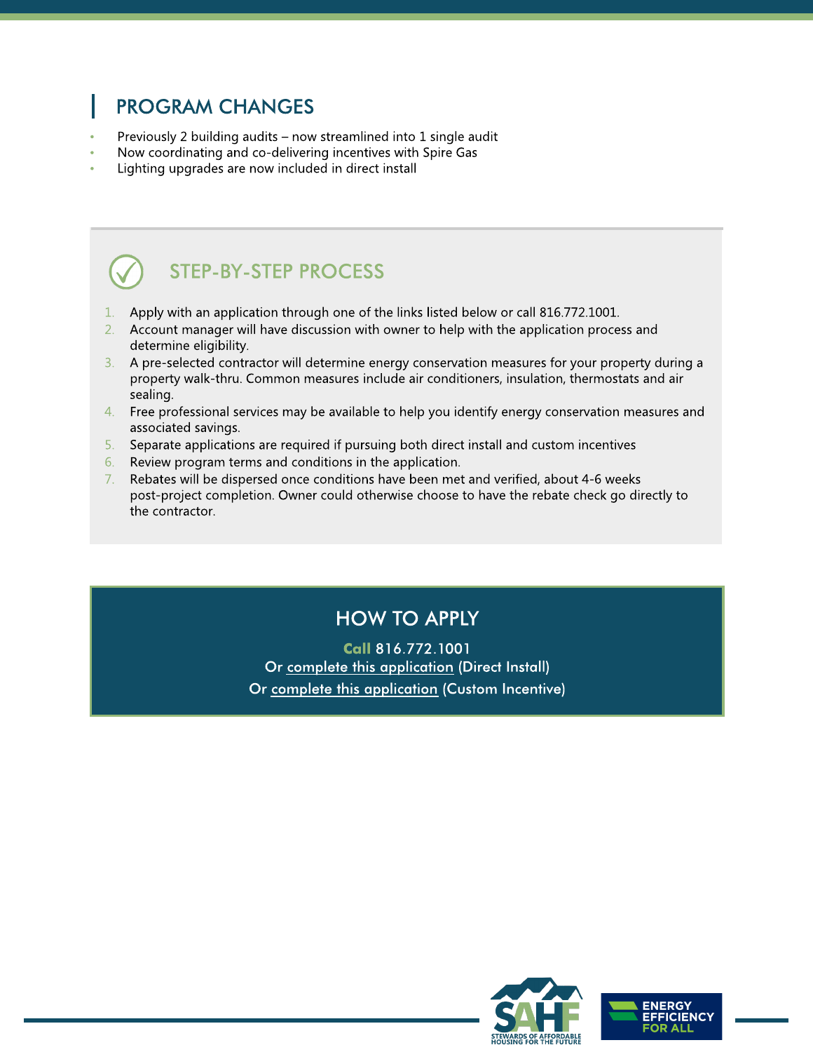## PROGRAM CHANGES

- Previously 2 building audits – now streamlined into 1 single audit
- Now coordinating and co-delivering incentives with Spire Gas
- Lighting upgrades are now included in direct install

## STEP-BY-STEP PROCESS

1. Apply with an application through one of the links listed below or call 816.772.1001.
2. Account manager will have discussion with owner to help with the application process and determine eligibility.
3. A pre-selected contractor will determine energy conservation measures for your property during a property walk-thru. Common measures include air conditioners, insulation, thermostats and air sealing.
4. Free professional services may be available to help you identify energy conservation measures and associated savings.
5. Separate applications are required if pursuing both direct install and custom incentives
6. Review program terms and conditions in the application.
7. Rebates will be dispersed once conditions have been met and verified, about 4-6 weeks post-project completion. Owner could otherwise choose to have the rebate check go directly to the contractor.

## HOW TO APPLY

**Call** 816.772.1001

Or complete this application (Direct Install)

Or complete this application (Custom Incentive)

SAHF STEWARDS OF AFFORDABLE HOUSING FOR THE FUTURE

ENERGY EFFICIENCY FOR ALL